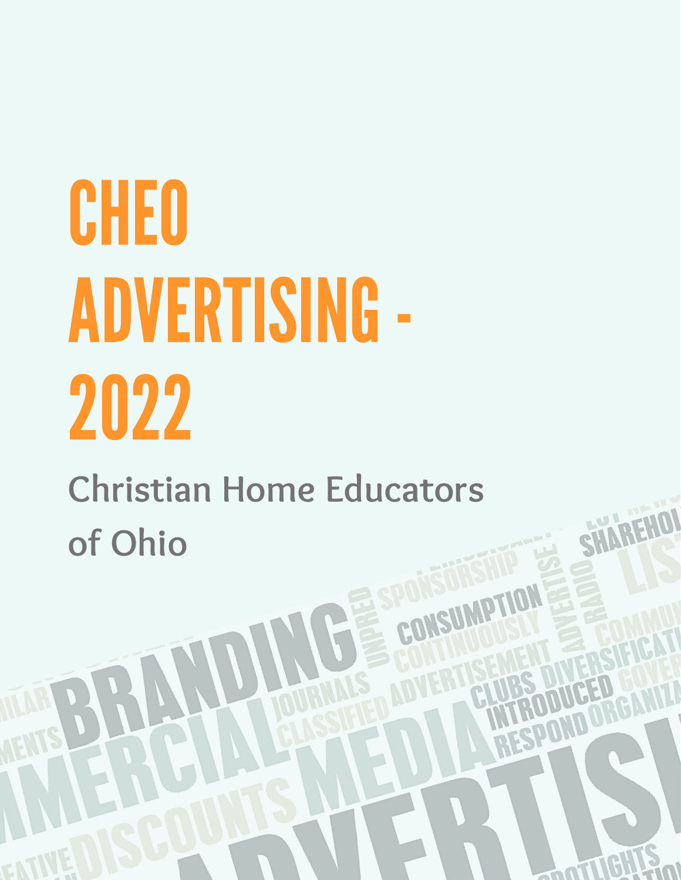# CHEO ADVERTISING - 2022

Christian Home Educators of Ohio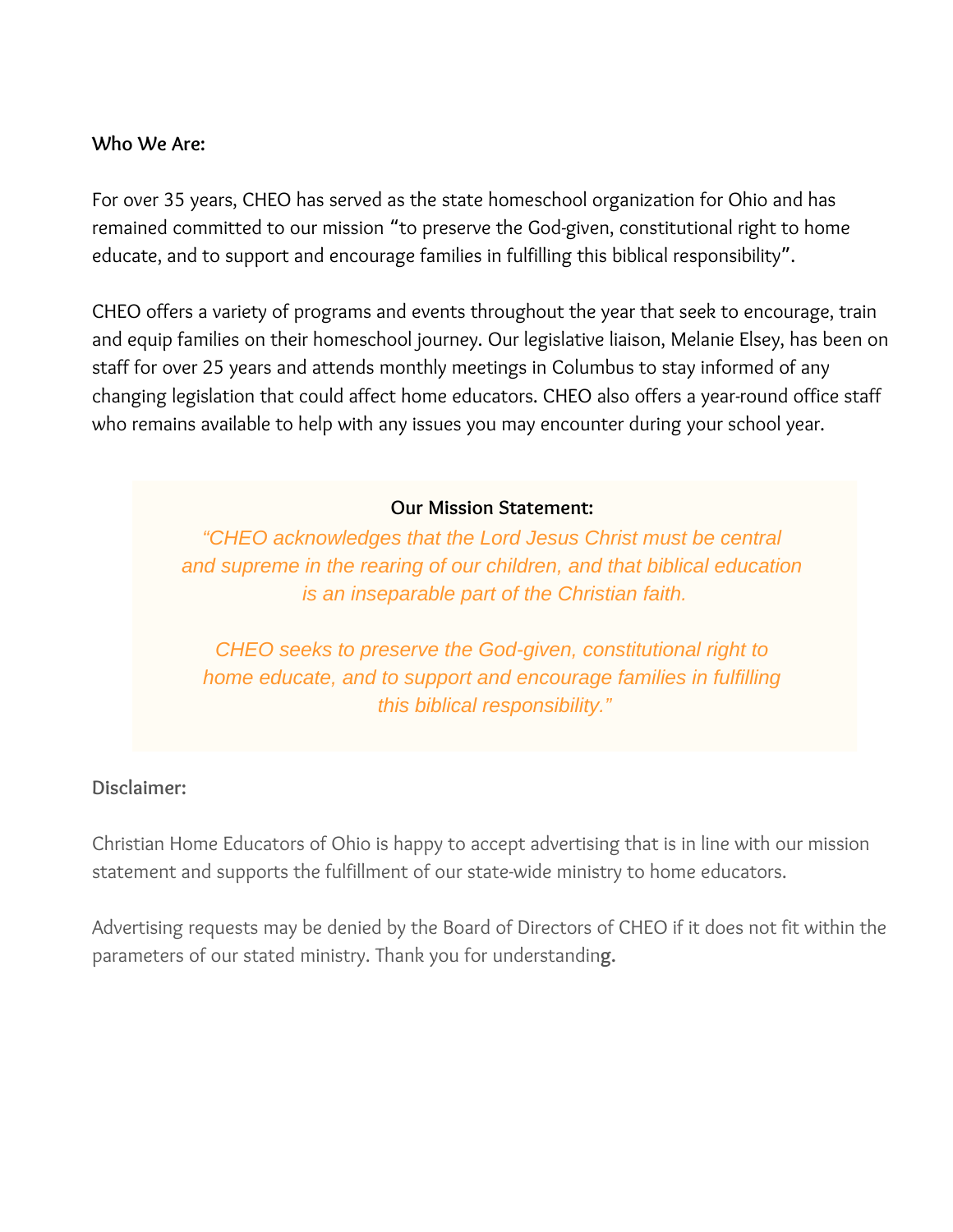**Who We Are:**

For over 35 years, CHEO has served as the state homeschool organization for Ohio and has remained committed to our mission "to preserve the God-given, constitutional right to home educate, and to support and encourage families in fulfilling this biblical responsibility".

CHEO offers a variety of programs and events throughout the year that seek to encourage, train and equip families on their homeschool journey. Our legislative liaison, Melanie Elsey, has been on staff for over 25 years and attends monthly meetings in Columbus to stay informed of any changing legislation that could affect home educators. CHEO also offers a year-round office staff who remains available to help with any issues you may encounter during your school year.

**Our Mission Statement:**

*"CHEO acknowledges that the Lord Jesus Christ must be central and supreme in the rearing of our children, and that biblical education is an inseparable part of the Christian faith.*

*CHEO seeks to preserve the God-given, constitutional right to home educate, and to support and encourage families in fulfilling this biblical responsibility."*

**Disclaimer:**

Christian Home Educators of Ohio is happy to accept advertising that is in line with our mission statement and supports the fulfillment of our state-wide ministry to home educators.

Advertising requests may be denied by the Board of Directors of CHEO if it does not fit within the parameters of our stated ministry. Thank you for understanding.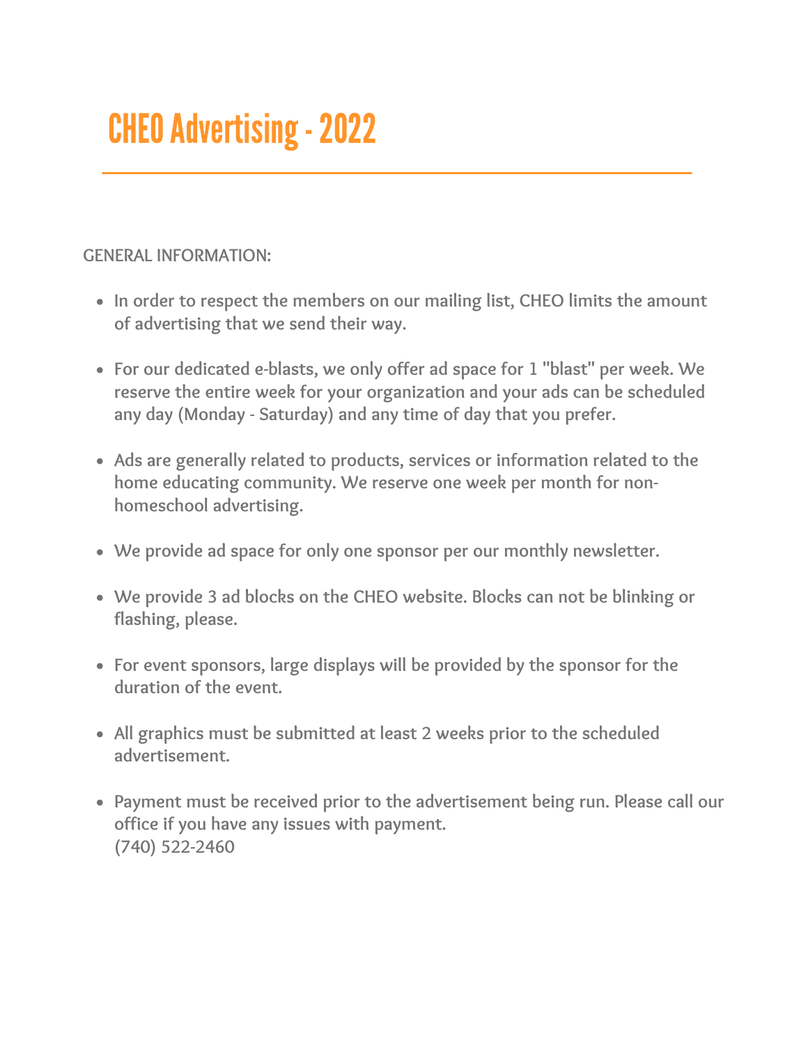# CHEO Advertising - 2022

GENERAL INFORMATION:

- In order to respect the members on our mailing list, CHEO limits the amount of advertising that we send their way.
- For our dedicated e-blasts, we only offer ad space for 1 "blast" per week. We reserve the entire week for your organization and your ads can be scheduled any day (Monday - Saturday) and any time of day that you prefer.
- Ads are generally related to products, services or information related to the home educating community. We reserve one week per month for non-homeschool advertising.
- We provide ad space for only one sponsor per our monthly newsletter.
- We provide 3 ad blocks on the CHEO website. Blocks can not be blinking or flashing, please.
- For event sponsors, large displays will be provided by the sponsor for the duration of the event.
- All graphics must be submitted at least 2 weeks prior to the scheduled advertisement.
- Payment must be received prior to the advertisement being run. Please call our office if you have any issues with payment.
  (740) 522-2460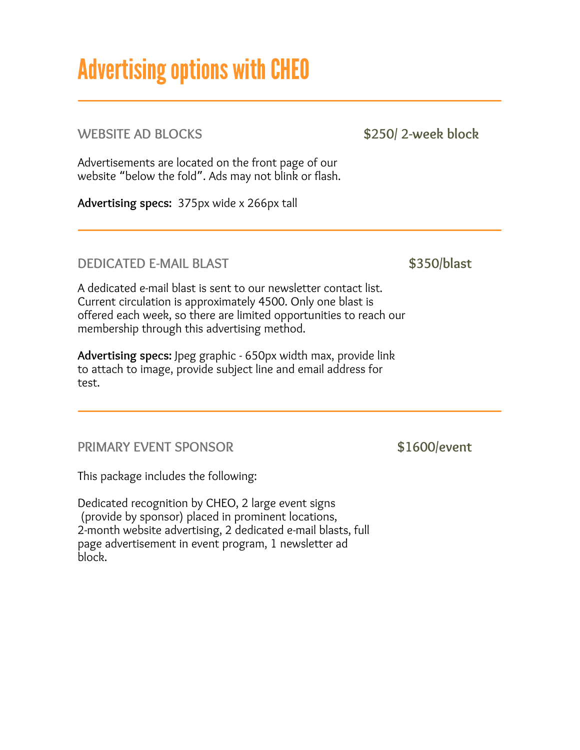# Advertising options with CHEO

---

## WEBSITE AD BLOCKS — $250/ 2-week block

Advertisements are located on the front page of our website "below the fold". Ads may not blink or flash.

**Advertising specs:** 375px wide x 266px tall

---

## DEDICATED E-MAIL BLAST — $350/blast

A dedicated e-mail blast is sent to our newsletter contact list. Current circulation is approximately 4500. Only one blast is offered each week, so there are limited opportunities to reach our membership through this advertising method.

**Advertising specs:** Jpeg graphic - 650px width max, provide link to attach to image, provide subject line and email address for test.

---

## PRIMARY EVENT SPONSOR — $1600/event

This package includes the following:

Dedicated recognition by CHEO, 2 large event signs (provide by sponsor) placed in prominent locations, 2-month website advertising, 2 dedicated e-mail blasts, full page advertisement in event program, 1 newsletter ad block.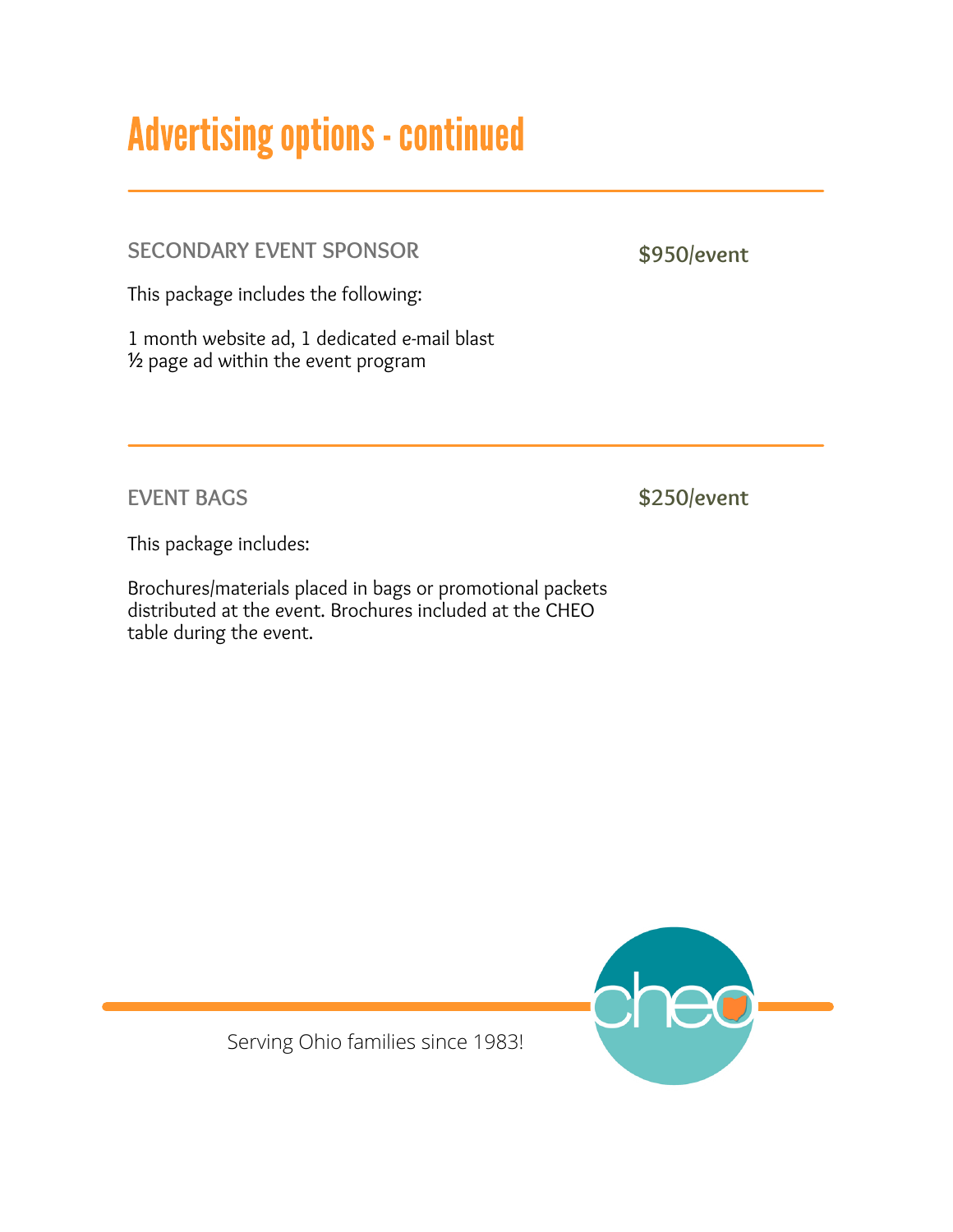# Advertising options - continued

---

## SECONDARY EVENT SPONSOR

**$950/event**

This package includes the following:

1 month website ad, 1 dedicated e-mail blast
½ page ad within the event program

---

## EVENT BAGS

**$250/event**

This package includes:

Brochures/materials placed in bags or promotional packets distributed at the event. Brochures included at the CHEO table during the event.

Serving Ohio families since 1983!

cheo